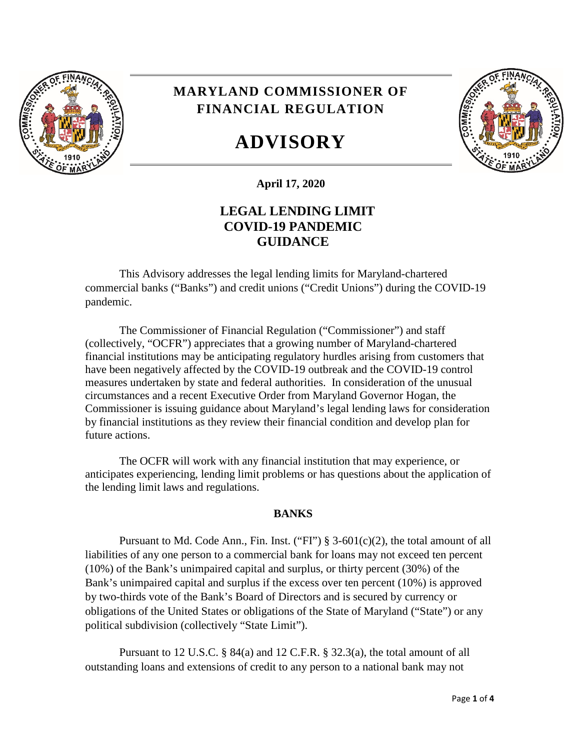# MARYLAND COMMISSIONER OF FINANCIAL REGULATION

# ADVISORY

**April 17, 2020**

## LEGAL LENDING LIMIT COVID-19 PANDEMIC GUIDANCE

This Advisory addresses the legal lending limits for Maryland-chartered commercial banks ("Banks") and credit unions ("Credit Unions") during the COVID-19 pandemic.

The Commissioner of Financial Regulation ("Commissioner") and staff (collectively, "OCFR") appreciates that a growing number of Maryland-chartered financial institutions may be anticipating regulatory hurdles arising from customers that have been negatively affected by the COVID-19 outbreak and the COVID-19 control measures undertaken by state and federal authorities. In consideration of the unusual circumstances and a recent Executive Order from Maryland Governor Hogan, the Commissioner is issuing guidance about Maryland's legal lending laws for consideration by financial institutions as they review their financial condition and develop plan for future actions.

The OCFR will work with any financial institution that may experience, or anticipates experiencing, lending limit problems or has questions about the application of the lending limit laws and regulations.

### BANKS

Pursuant to Md. Code Ann., Fin. Inst. ("FI") § 3-601(c)(2), the total amount of all liabilities of any one person to a commercial bank for loans may not exceed ten percent (10%) of the Bank's unimpaired capital and surplus, or thirty percent (30%) of the Bank's unimpaired capital and surplus if the excess over ten percent (10%) is approved by two-thirds vote of the Bank's Board of Directors and is secured by currency or obligations of the United States or obligations of the State of Maryland ("State") or any political subdivision (collectively "State Limit").

Pursuant to 12 U.S.C. § 84(a) and 12 C.F.R. § 32.3(a), the total amount of all outstanding loans and extensions of credit to any person to a national bank may not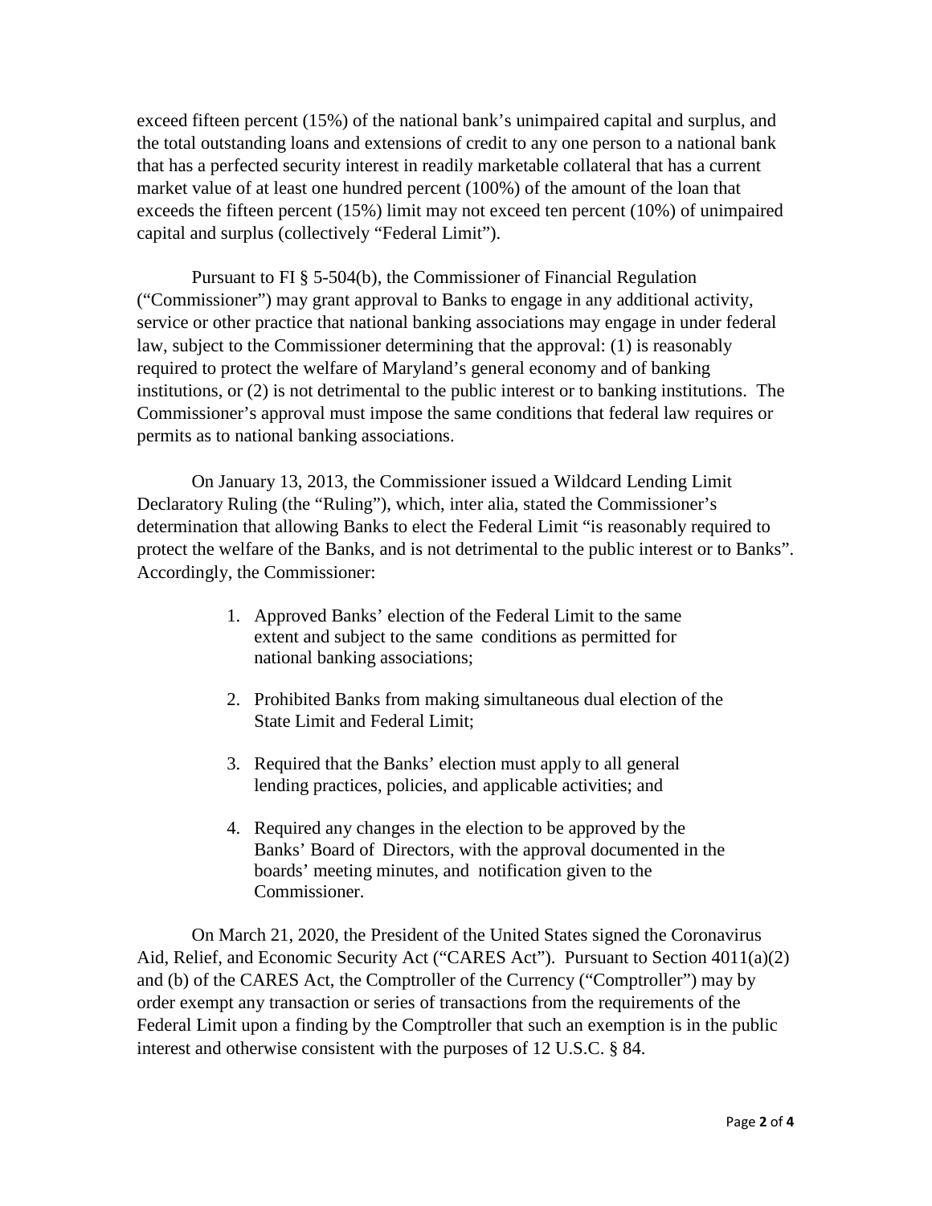exceed fifteen percent (15%) of the national bank's unimpaired capital and surplus, and the total outstanding loans and extensions of credit to any one person to a national bank that has a perfected security interest in readily marketable collateral that has a current market value of at least one hundred percent (100%) of the amount of the loan that exceeds the fifteen percent (15%) limit may not exceed ten percent (10%) of unimpaired capital and surplus (collectively "Federal Limit").

Pursuant to FI § 5-504(b), the Commissioner of Financial Regulation ("Commissioner") may grant approval to Banks to engage in any additional activity, service or other practice that national banking associations may engage in under federal law, subject to the Commissioner determining that the approval: (1) is reasonably required to protect the welfare of Maryland's general economy and of banking institutions, or (2) is not detrimental to the public interest or to banking institutions. The Commissioner's approval must impose the same conditions that federal law requires or permits as to national banking associations.

On January 13, 2013, the Commissioner issued a Wildcard Lending Limit Declaratory Ruling (the "Ruling"), which, inter alia, stated the Commissioner's determination that allowing Banks to elect the Federal Limit "is reasonably required to protect the welfare of the Banks, and is not detrimental to the public interest or to Banks". Accordingly, the Commissioner:

1. Approved Banks' election of the Federal Limit to the same extent and subject to the same conditions as permitted for national banking associations;

2. Prohibited Banks from making simultaneous dual election of the State Limit and Federal Limit;

3. Required that the Banks' election must apply to all general lending practices, policies, and applicable activities; and

4. Required any changes in the election to be approved by the Banks' Board of Directors, with the approval documented in the boards' meeting minutes, and notification given to the Commissioner.

On March 21, 2020, the President of the United States signed the Coronavirus Aid, Relief, and Economic Security Act ("CARES Act"). Pursuant to Section 4011(a)(2) and (b) of the CARES Act, the Comptroller of the Currency ("Comptroller") may by order exempt any transaction or series of transactions from the requirements of the Federal Limit upon a finding by the Comptroller that such an exemption is in the public interest and otherwise consistent with the purposes of 12 U.S.C. § 84.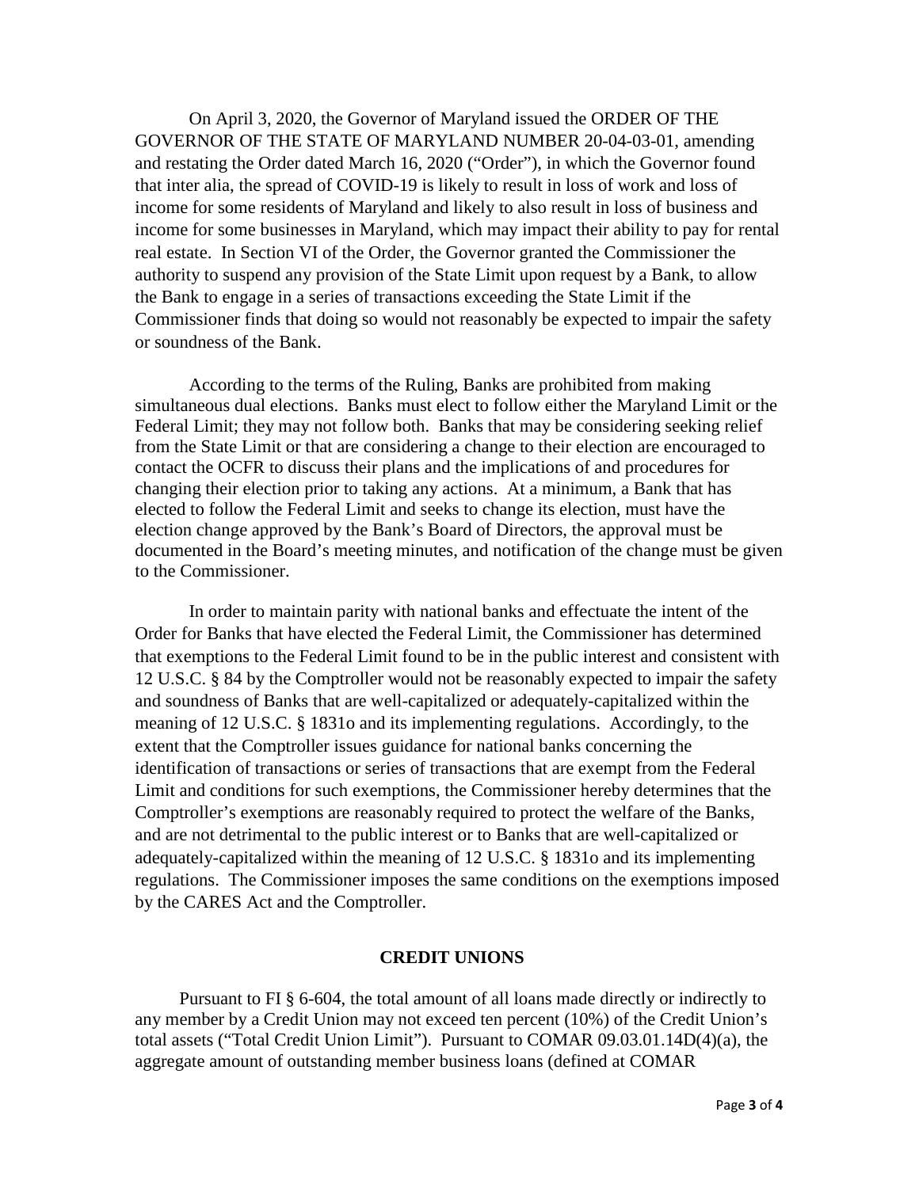On April 3, 2020, the Governor of Maryland issued the ORDER OF THE GOVERNOR OF THE STATE OF MARYLAND NUMBER 20-04-03-01, amending and restating the Order dated March 16, 2020 ("Order"), in which the Governor found that inter alia, the spread of COVID-19 is likely to result in loss of work and loss of income for some residents of Maryland and likely to also result in loss of business and income for some businesses in Maryland, which may impact their ability to pay for rental real estate. In Section VI of the Order, the Governor granted the Commissioner the authority to suspend any provision of the State Limit upon request by a Bank, to allow the Bank to engage in a series of transactions exceeding the State Limit if the Commissioner finds that doing so would not reasonably be expected to impair the safety or soundness of the Bank.

According to the terms of the Ruling, Banks are prohibited from making simultaneous dual elections. Banks must elect to follow either the Maryland Limit or the Federal Limit; they may not follow both. Banks that may be considering seeking relief from the State Limit or that are considering a change to their election are encouraged to contact the OCFR to discuss their plans and the implications of and procedures for changing their election prior to taking any actions. At a minimum, a Bank that has elected to follow the Federal Limit and seeks to change its election, must have the election change approved by the Bank's Board of Directors, the approval must be documented in the Board's meeting minutes, and notification of the change must be given to the Commissioner.

In order to maintain parity with national banks and effectuate the intent of the Order for Banks that have elected the Federal Limit, the Commissioner has determined that exemptions to the Federal Limit found to be in the public interest and consistent with 12 U.S.C. § 84 by the Comptroller would not be reasonably expected to impair the safety and soundness of Banks that are well-capitalized or adequately-capitalized within the meaning of 12 U.S.C. § 1831o and its implementing regulations. Accordingly, to the extent that the Comptroller issues guidance for national banks concerning the identification of transactions or series of transactions that are exempt from the Federal Limit and conditions for such exemptions, the Commissioner hereby determines that the Comptroller's exemptions are reasonably required to protect the welfare of the Banks, and are not detrimental to the public interest or to Banks that are well-capitalized or adequately-capitalized within the meaning of 12 U.S.C. § 1831o and its implementing regulations. The Commissioner imposes the same conditions on the exemptions imposed by the CARES Act and the Comptroller.

## CREDIT UNIONS

Pursuant to FI § 6-604, the total amount of all loans made directly or indirectly to any member by a Credit Union may not exceed ten percent (10%) of the Credit Union's total assets ("Total Credit Union Limit"). Pursuant to COMAR 09.03.01.14D(4)(a), the aggregate amount of outstanding member business loans (defined at COMAR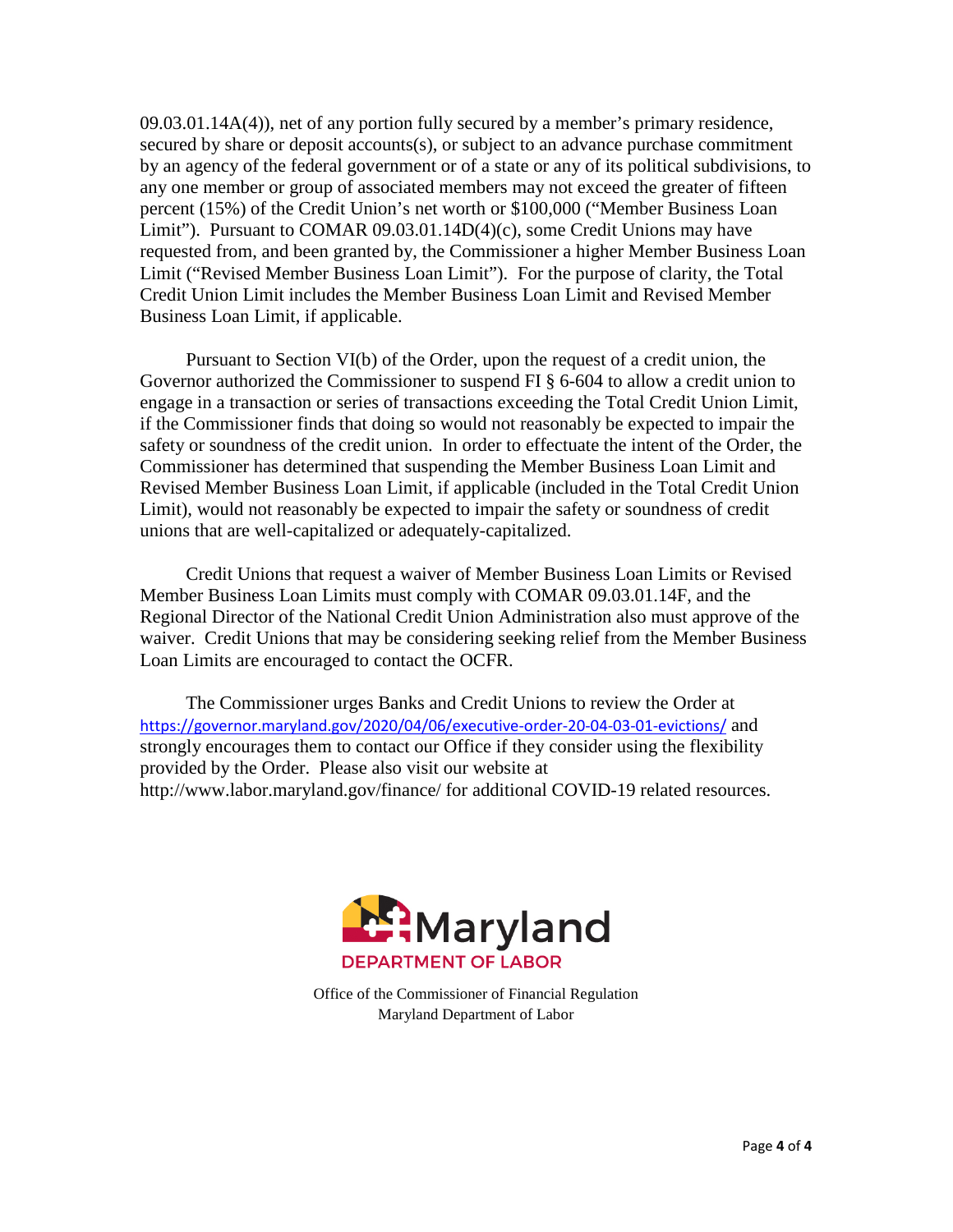09.03.01.14A(4)), net of any portion fully secured by a member's primary residence, secured by share or deposit accounts(s), or subject to an advance purchase commitment by an agency of the federal government or of a state or any of its political subdivisions, to any one member or group of associated members may not exceed the greater of fifteen percent (15%) of the Credit Union's net worth or $100,000 ("Member Business Loan Limit"). Pursuant to COMAR 09.03.01.14D(4)(c), some Credit Unions may have requested from, and been granted by, the Commissioner a higher Member Business Loan Limit ("Revised Member Business Loan Limit"). For the purpose of clarity, the Total Credit Union Limit includes the Member Business Loan Limit and Revised Member Business Loan Limit, if applicable.

Pursuant to Section VI(b) of the Order, upon the request of a credit union, the Governor authorized the Commissioner to suspend FI § 6-604 to allow a credit union to engage in a transaction or series of transactions exceeding the Total Credit Union Limit, if the Commissioner finds that doing so would not reasonably be expected to impair the safety or soundness of the credit union. In order to effectuate the intent of the Order, the Commissioner has determined that suspending the Member Business Loan Limit and Revised Member Business Loan Limit, if applicable (included in the Total Credit Union Limit), would not reasonably be expected to impair the safety or soundness of credit unions that are well-capitalized or adequately-capitalized.

Credit Unions that request a waiver of Member Business Loan Limits or Revised Member Business Loan Limits must comply with COMAR 09.03.01.14F, and the Regional Director of the National Credit Union Administration also must approve of the waiver. Credit Unions that may be considering seeking relief from the Member Business Loan Limits are encouraged to contact the OCFR.

The Commissioner urges Banks and Credit Unions to review the Order at https://governor.maryland.gov/2020/04/06/executive-order-20-04-03-01-evictions/ and strongly encourages them to contact our Office if they consider using the flexibility provided by the Order. Please also visit our website at http://www.labor.maryland.gov/finance/ for additional COVID-19 related resources.

Maryland
DEPARTMENT OF LABOR

Office of the Commissioner of Financial Regulation
Maryland Department of Labor